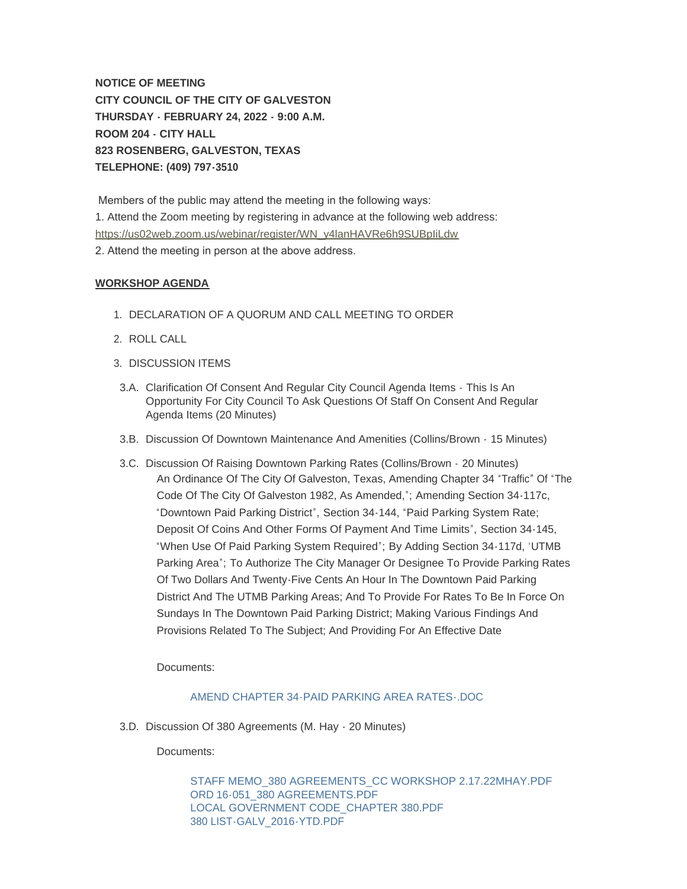**NOTICE OF MEETING**
**CITY COUNCIL OF THE CITY OF GALVESTON**
**THURSDAY - FEBRUARY 24, 2022 - 9:00 A.M.**
**ROOM 204 - CITY HALL**
**823 ROSENBERG, GALVESTON, TEXAS**
**TELEPHONE: (409) 797-3510**

Members of the public may attend the meeting in the following ways:
1. Attend the Zoom meeting by registering in advance at the following web address: https://us02web.zoom.us/webinar/register/WN_y4lanHAVRe6h9SUBpIiLdw
2. Attend the meeting in person at the above address.

## WORKSHOP AGENDA

1. DECLARATION OF A QUORUM AND CALL MEETING TO ORDER
2. ROLL CALL
3. DISCUSSION ITEMS

3.A. Clarification Of Consent And Regular City Council Agenda Items - This Is An Opportunity For City Council To Ask Questions Of Staff On Consent And Regular Agenda Items (20 Minutes)

3.B. Discussion Of Downtown Maintenance And Amenities (Collins/Brown - 15 Minutes)

3.C. Discussion Of Raising Downtown Parking Rates (Collins/Brown - 20 Minutes)

An Ordinance Of The City Of Galveston, Texas, Amending Chapter 34 "Traffic" Of "The Code Of The City Of Galveston 1982, As Amended,"; Amending Section 34-117c, "Downtown Paid Parking District", Section 34-144, "Paid Parking System Rate; Deposit Of Coins And Other Forms Of Payment And Time Limits", Section 34-145, "When Use Of Paid Parking System Required"; By Adding Section 34-117d, 'UTMB Parking Area"; To Authorize The City Manager Or Designee To Provide Parking Rates Of Two Dollars And Twenty-Five Cents An Hour In The Downtown Paid Parking District And The UTMB Parking Areas; And To Provide For Rates To Be In Force On Sundays In The Downtown Paid Parking District; Making Various Findings And Provisions Related To The Subject; And Providing For An Effective Date

Documents:

AMEND CHAPTER 34-PAID PARKING AREA RATES-.DOC

3.D. Discussion Of 380 Agreements (M. Hay - 20 Minutes)

Documents:

STAFF MEMO_380 AGREEMENTS_CC WORKSHOP 2.17.22MHAY.PDF
ORD 16-051_380 AGREEMENTS.PDF
LOCAL GOVERNMENT CODE_CHAPTER 380.PDF
380 LIST-GALV_2016-YTD.PDF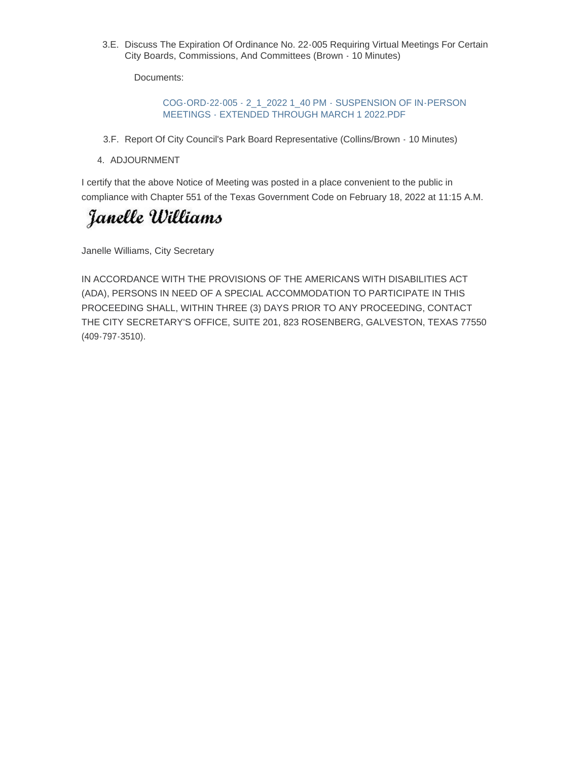3.E. Discuss The Expiration Of Ordinance No. 22-005 Requiring Virtual Meetings For Certain City Boards, Commissions, And Committees (Brown - 10 Minutes)

Documents:

COG-ORD-22-005 - 2_1_2022 1_40 PM - SUSPENSION OF IN-PERSON MEETINGS - EXTENDED THROUGH MARCH 1 2022.PDF

3.F. Report Of City Council's Park Board Representative (Collins/Brown - 10 Minutes)

4. ADJOURNMENT

I certify that the above Notice of Meeting was posted in a place convenient to the public in compliance with Chapter 551 of the Texas Government Code on February 18, 2022 at 11:15 A.M.

*Janelle Williams*

Janelle Williams, City Secretary

IN ACCORDANCE WITH THE PROVISIONS OF THE AMERICANS WITH DISABILITIES ACT (ADA), PERSONS IN NEED OF A SPECIAL ACCOMMODATION TO PARTICIPATE IN THIS PROCEEDING SHALL, WITHIN THREE (3) DAYS PRIOR TO ANY PROCEEDING, CONTACT THE CITY SECRETARY'S OFFICE, SUITE 201, 823 ROSENBERG, GALVESTON, TEXAS 77550 (409-797-3510).